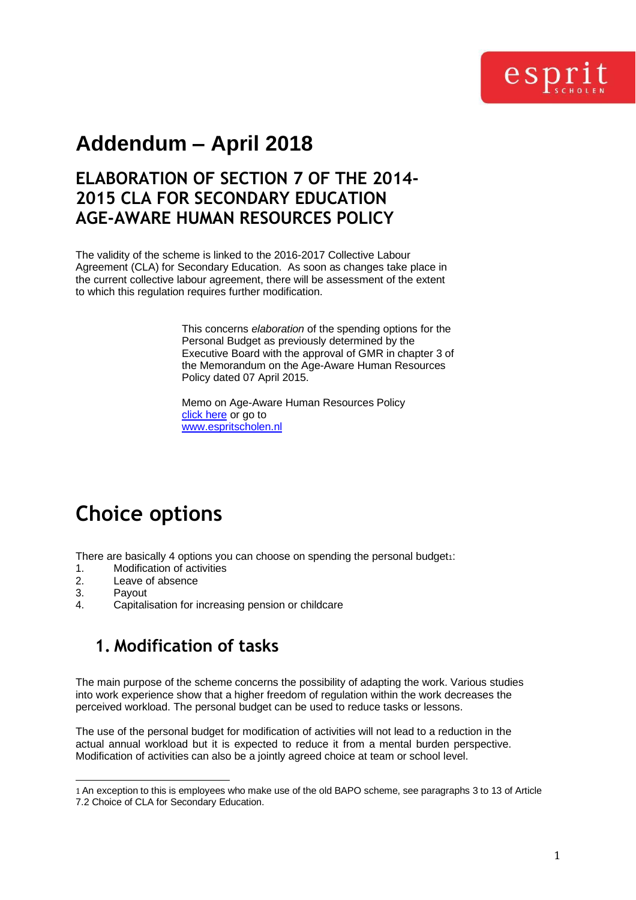# Addendum – April 2018

## ELABORATION OF SECTION 7 OF THE 2014-2015 CLA FOR SECONDARY EDUCATION AGE-AWARE HUMAN RESOURCES POLICY

The validity of the scheme is linked to the 2016-2017 Collective Labour Agreement (CLA) for Secondary Education. As soon as changes take place in the current collective labour agreement, there will be assessment of the extent to which this regulation requires further modification.

This concerns *elaboration* of the spending options for the Personal Budget as previously determined by the Executive Board with the approval of GMR in chapter 3 of the Memorandum on the Age-Aware Human Resources Policy dated 07 April 2015.

Memo on Age-Aware Human Resources Policy
[click here]() or go to
[www.espritscholen.nl](www.espritscholen.nl)

# Choice options

There are basically 4 options you can choose on spending the personal budget[1]:

1. Modification of activities
2. Leave of absence
3. Payout
4. Capitalisation for increasing pension or childcare

## 1. Modification of tasks

The main purpose of the scheme concerns the possibility of adapting the work. Various studies into work experience show that a higher freedom of regulation within the work decreases the perceived workload. The personal budget can be used to reduce tasks or lessons.

The use of the personal budget for modification of activities will not lead to a reduction in the actual annual workload but it is expected to reduce it from a mental burden perspective. Modification of activities can also be a jointly agreed choice at team or school level.

---

[1] An exception to this is employees who make use of the old BAPO scheme, see paragraphs 3 to 13 of Article 7.2 Choice of CLA for Secondary Education.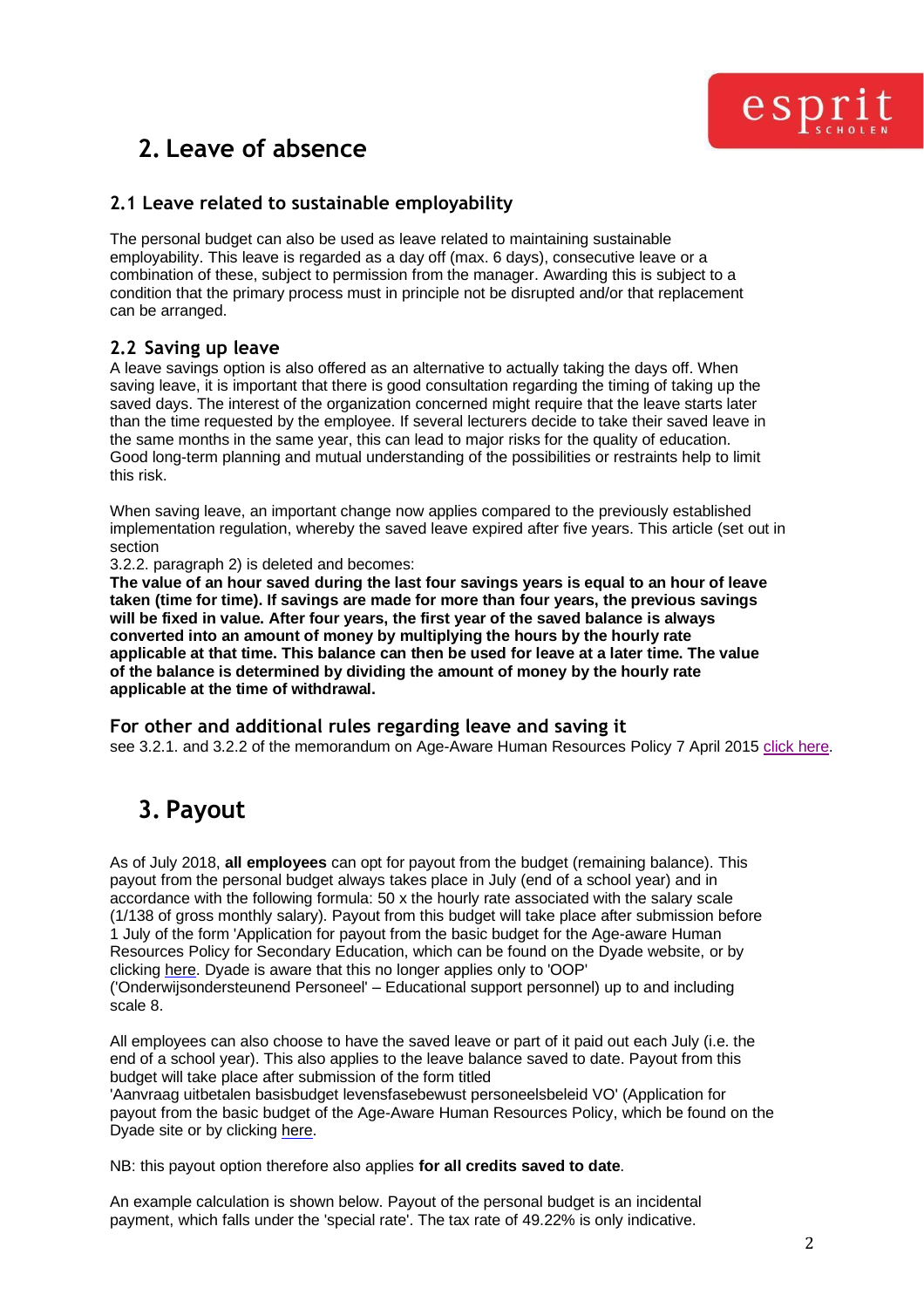## 2. Leave of absence

### 2.1 Leave related to sustainable employability

The personal budget can also be used as leave related to maintaining sustainable employability. This leave is regarded as a day off (max. 6 days), consecutive leave or a combination of these, subject to permission from the manager. Awarding this is subject to a condition that the primary process must in principle not be disrupted and/or that replacement can be arranged.

### 2.2 Saving up leave

A leave savings option is also offered as an alternative to actually taking the days off. When saving leave, it is important that there is good consultation regarding the timing of taking up the saved days. The interest of the organization concerned might require that the leave starts later than the time requested by the employee. If several lecturers decide to take their saved leave in the same months in the same year, this can lead to major risks for the quality of education. Good long-term planning and mutual understanding of the possibilities or restraints help to limit this risk.

When saving leave, an important change now applies compared to the previously established implementation regulation, whereby the saved leave expired after five years. This article (set out in section
3.2.2. paragraph 2) is deleted and becomes:
**The value of an hour saved during the last four savings years is equal to an hour of leave taken (time for time). If savings are made for more than four years, the previous savings will be fixed in value. After four years, the first year of the saved balance is always converted into an amount of money by multiplying the hours by the hourly rate applicable at that time. This balance can then be used for leave at a later time. The value of the balance is determined by dividing the amount of money by the hourly rate applicable at the time of withdrawal.**

### For other and additional rules regarding leave and saving it

see 3.2.1. and 3.2.2 of the memorandum on Age-Aware Human Resources Policy 7 April 2015 click here.

## 3. Payout

As of July 2018, **all employees** can opt for payout from the budget (remaining balance). This payout from the personal budget always takes place in July (end of a school year) and in accordance with the following formula: 50 x the hourly rate associated with the salary scale (1/138 of gross monthly salary). Payout from this budget will take place after submission before 1 July of the form 'Application for payout from the basic budget for the Age-aware Human Resources Policy for Secondary Education, which can be found on the Dyade website, or by clicking here. Dyade is aware that this no longer applies only to 'OOP' ('Onderwijsondersteunend Personeel' – Educational support personnel) up to and including scale 8.

All employees can also choose to have the saved leave or part of it paid out each July (i.e. the end of a school year). This also applies to the leave balance saved to date. Payout from this budget will take place after submission of the form titled
'Aanvraag uitbetalen basisbudget levensfasebewust personeelsbeleid VO' (Application for payout from the basic budget of the Age-Aware Human Resources Policy, which be found on the Dyade site or by clicking here.

NB: this payout option therefore also applies **for all credits saved to date**.

An example calculation is shown below. Payout of the personal budget is an incidental payment, which falls under the 'special rate'. The tax rate of 49.22% is only indicative.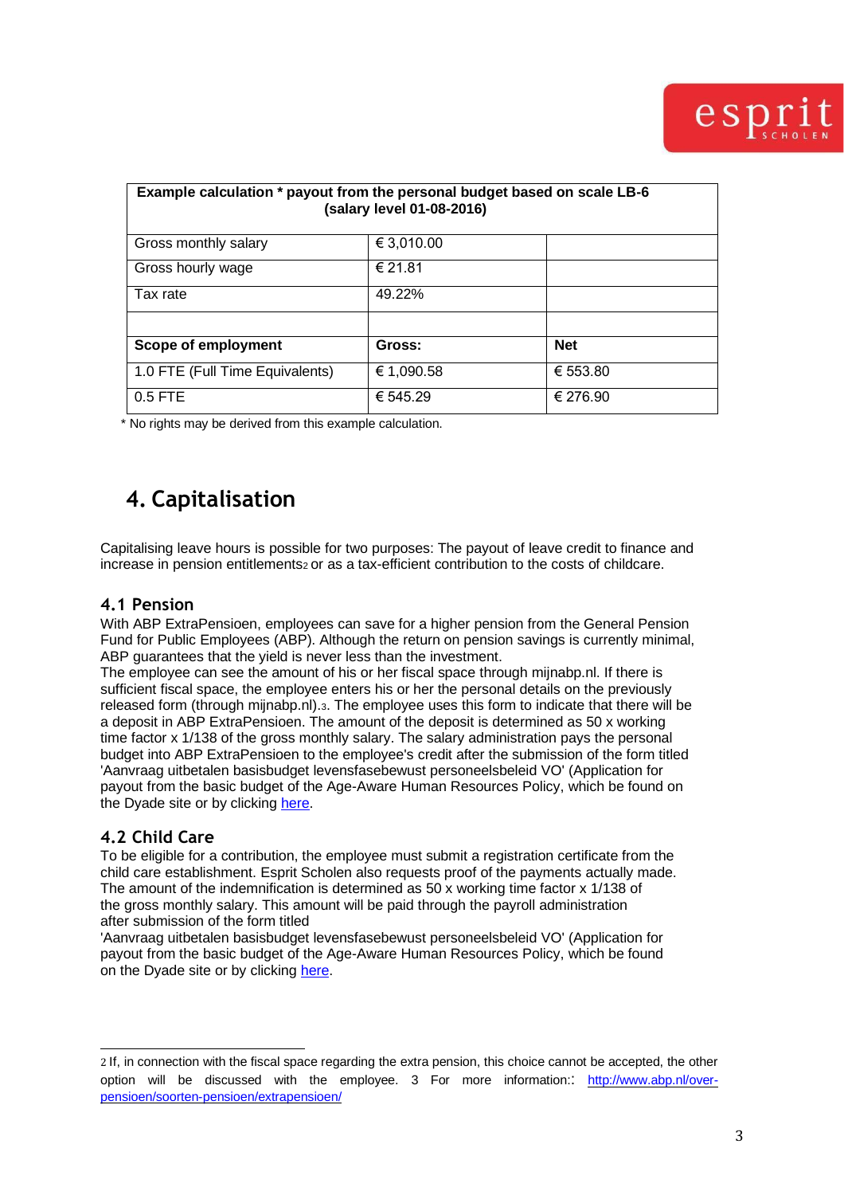| Example calculation * payout from the personal budget based on scale LB-6 (salary level 01-08-2016) | | |
|---|---|---|
| Gross monthly salary | € 3,010.00 | |
| Gross hourly wage | € 21.81 | |
| Tax rate | 49.22% | |
| | | |
| **Scope of employment** | **Gross:** | **Net** |
| 1.0 FTE (Full Time Equivalents) | € 1,090.58 | € 553.80 |
| 0.5 FTE | € 545.29 | € 276.90 |

\* No rights may be derived from this example calculation.

# 4. Capitalisation

Capitalising leave hours is possible for two purposes: The payout of leave credit to finance and increase in pension entitlements[2] or as a tax-efficient contribution to the costs of childcare.

## 4.1 Pension

With ABP ExtraPensioen, employees can save for a higher pension from the General Pension Fund for Public Employees (ABP). Although the return on pension savings is currently minimal, ABP guarantees that the yield is never less than the investment.
The employee can see the amount of his or her fiscal space through mijnabp.nl. If there is sufficient fiscal space, the employee enters his or her the personal details on the previously released form (through mijnabp.nl).[3]. The employee uses this form to indicate that there will be a deposit in ABP ExtraPensioen. The amount of the deposit is determined as 50 x working time factor x 1/138 of the gross monthly salary. The salary administration pays the personal budget into ABP ExtraPensioen to the employee's credit after the submission of the form titled 'Aanvraag uitbetalen basisbudget levensfasebewust personeelsbeleid VO' (Application for payout from the basic budget of the Age-Aware Human Resources Policy, which be found on the Dyade site or by clicking here.

## 4.2 Child Care

To be eligible for a contribution, the employee must submit a registration certificate from the child care establishment. Esprit Scholen also requests proof of the payments actually made. The amount of the indemnification is determined as 50 x working time factor x 1/138 of the gross monthly salary. This amount will be paid through the payroll administration after submission of the form titled
'Aanvraag uitbetalen basisbudget levensfasebewust personeelsbeleid VO' (Application for payout from the basic budget of the Age-Aware Human Resources Policy, which be found on the Dyade site or by clicking here.

---

2 If, in connection with the fiscal space regarding the extra pension, this choice cannot be accepted, the other option will be discussed with the employee. 3 For more information:: http://www.abp.nl/over-pensioen/soorten-pensioen/extrapensioen/